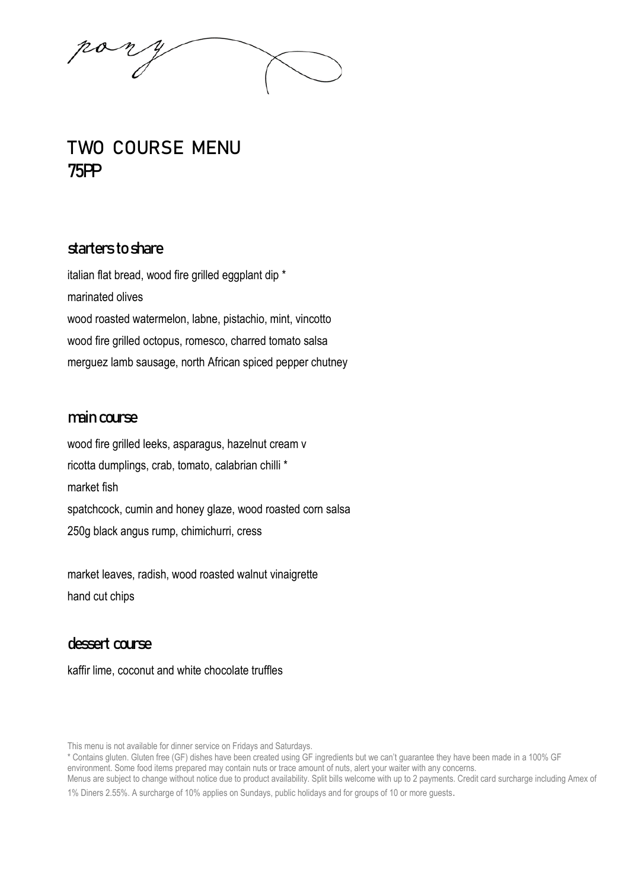pony

# TWO COURSE MENU
# 75PP

## starters to share

italian flat bread, wood fire grilled eggplant dip *

marinated olives

wood roasted watermelon, labne, pistachio, mint, vincotto

wood fire grilled octopus, romesco, charred tomato salsa

merguez lamb sausage, north African spiced pepper chutney

## main course

wood fire grilled leeks, asparagus, hazelnut cream v

ricotta dumplings, crab, tomato, calabrian chilli *

market fish

spatchcock, cumin and honey glaze, wood roasted corn salsa

250g black angus rump, chimichurri, cress

market leaves, radish, wood roasted walnut vinaigrette

hand cut chips

## dessert course

kaffir lime, coconut and white chocolate truffles

This menu is not available for dinner service on Fridays and Saturdays.

* Contains gluten. Gluten free (GF) dishes have been created using GF ingredients but we can't guarantee they have been made in a 100% GF environment. Some food items prepared may contain nuts or trace amount of nuts, alert your waiter with any concerns.

Menus are subject to change without notice due to product availability. Split bills welcome with up to 2 payments. Credit card surcharge including Amex of 1% Diners 2.55%. A surcharge of 10% applies on Sundays, public holidays and for groups of 10 or more guests.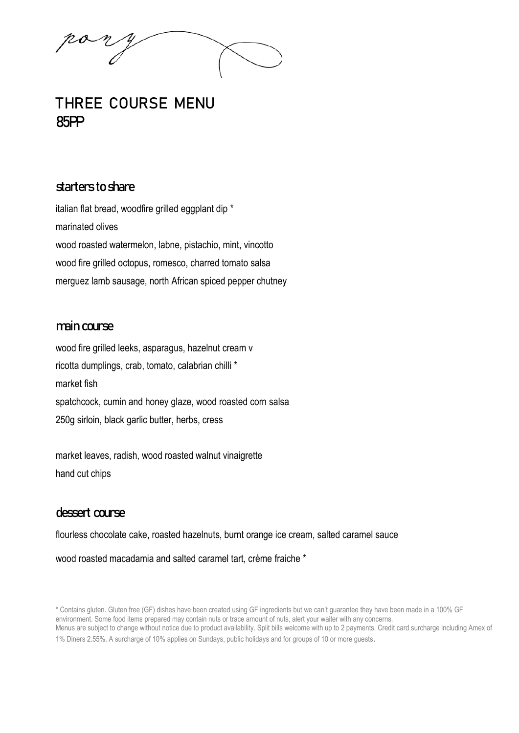pony

# THREE COURSE MENU
# 85PP

## starters to share

italian flat bread, woodfire grilled eggplant dip *

marinated olives

wood roasted watermelon, labne, pistachio, mint, vincotto

wood fire grilled octopus, romesco, charred tomato salsa

merguez lamb sausage, north African spiced pepper chutney

## main course

wood fire grilled leeks, asparagus, hazelnut cream v

ricotta dumplings, crab, tomato, calabrian chilli *

market fish

spatchcock, cumin and honey glaze, wood roasted corn salsa

250g sirloin, black garlic butter, herbs, cress

market leaves, radish, wood roasted walnut vinaigrette

hand cut chips

## dessert course

flourless chocolate cake, roasted hazelnuts, burnt orange ice cream, salted caramel sauce

wood roasted macadamia and salted caramel tart, crème fraiche *

* Contains gluten. Gluten free (GF) dishes have been created using GF ingredients but we can't guarantee they have been made in a 100% GF environment. Some food items prepared may contain nuts or trace amount of nuts, alert your waiter with any concerns.
Menus are subject to change without notice due to product availability. Split bills welcome with up to 2 payments. Credit card surcharge including Amex of 1% Diners 2.55%. A surcharge of 10% applies on Sundays, public holidays and for groups of 10 or more guests.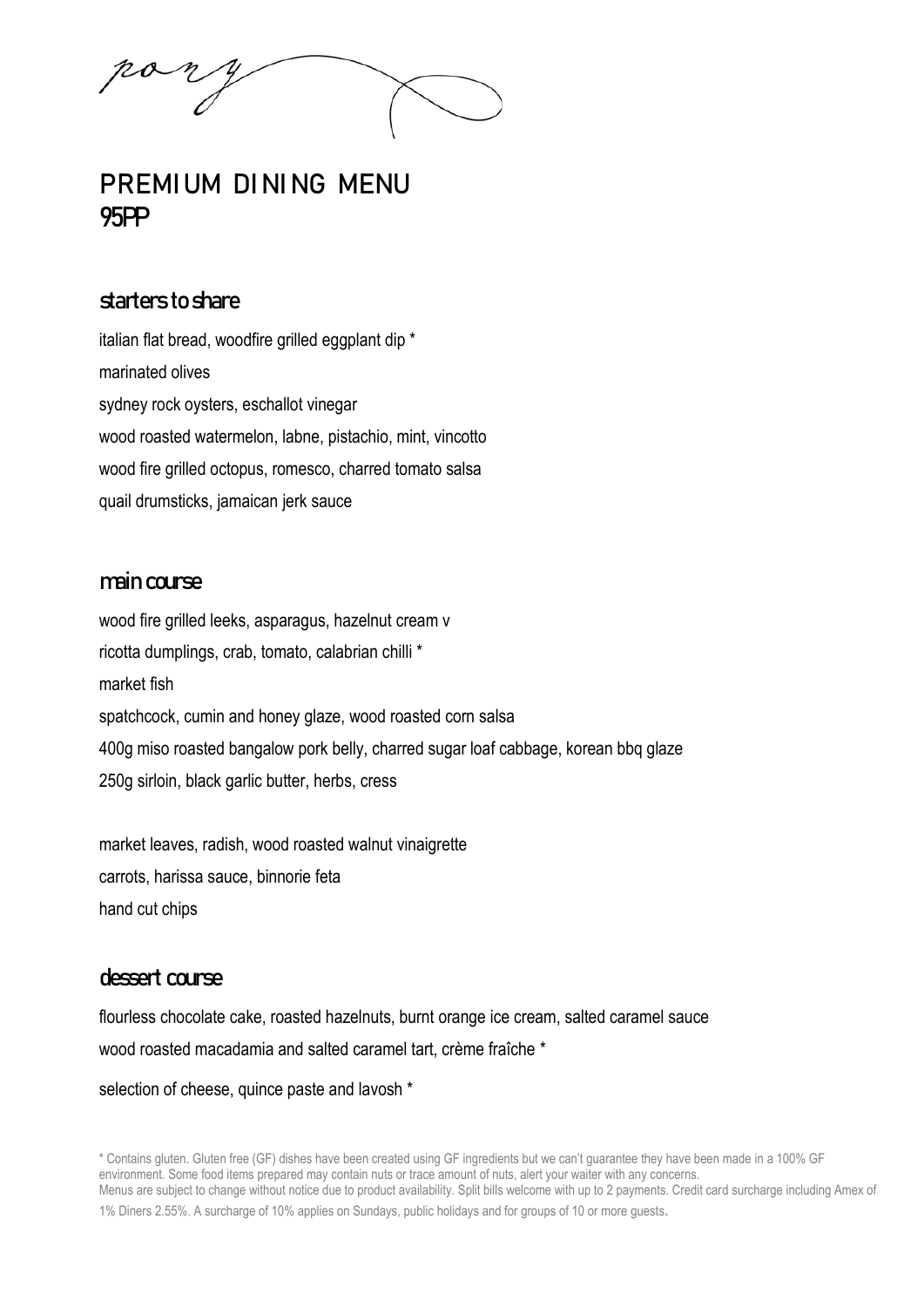pony

# PREMIUM DINING MENU
## 95PP

### starters to share

italian flat bread, woodfire grilled eggplant dip *

marinated olives

sydney rock oysters, eschallot vinegar

wood roasted watermelon, labne, pistachio, mint, vincotto

wood fire grilled octopus, romesco, charred tomato salsa

quail drumsticks, jamaican jerk sauce

### main course

wood fire grilled leeks, asparagus, hazelnut cream v

ricotta dumplings, crab, tomato, calabrian chilli *

market fish

spatchcock, cumin and honey glaze, wood roasted corn salsa

400g miso roasted bangalow pork belly, charred sugar loaf cabbage, korean bbq glaze

250g sirloin, black garlic butter, herbs, cress

market leaves, radish, wood roasted walnut vinaigrette

carrots, harissa sauce, binnorie feta

hand cut chips

### dessert course

flourless chocolate cake, roasted hazelnuts, burnt orange ice cream, salted caramel sauce

wood roasted macadamia and salted caramel tart, crème fraîche *

selection of cheese, quince paste and lavosh *

* Contains gluten. Gluten free (GF) dishes have been created using GF ingredients but we can't guarantee they have been made in a 100% GF environment. Some food items prepared may contain nuts or trace amount of nuts, alert your waiter with any concerns.
Menus are subject to change without notice due to product availability. Split bills welcome with up to 2 payments. Credit card surcharge including Amex of 1% Diners 2.55%. A surcharge of 10% applies on Sundays, public holidays and for groups of 10 or more guests.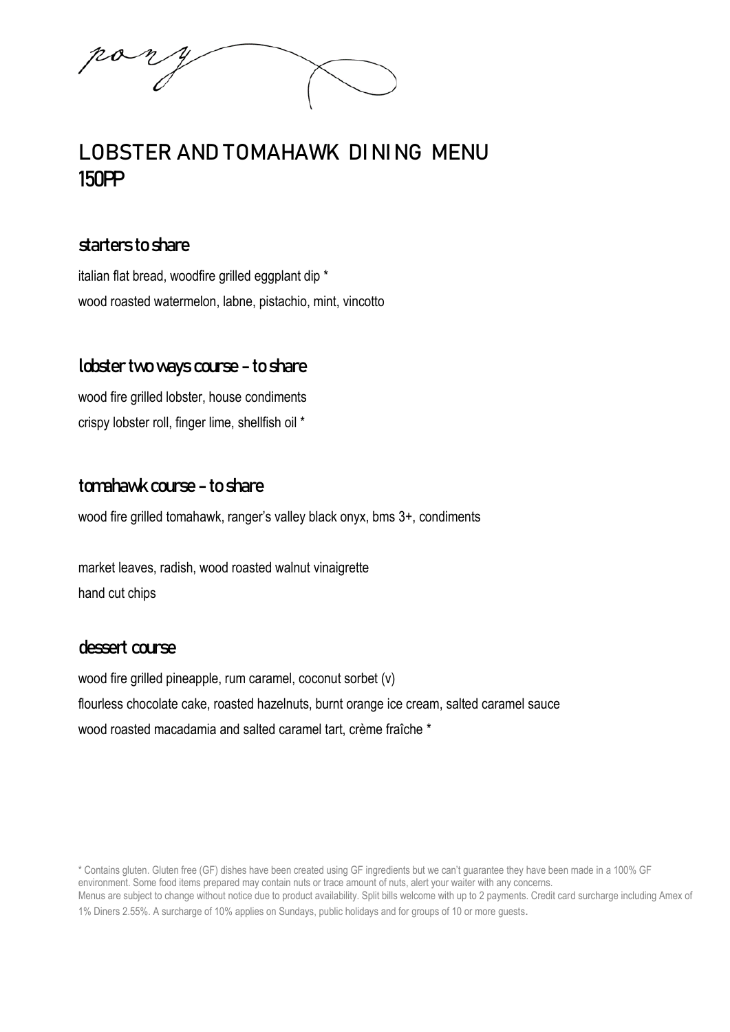pony

# LOBSTER AND TOMAHAWK DINING MENU
# 150PP

## starters to share

italian flat bread, woodfire grilled eggplant dip *
wood roasted watermelon, labne, pistachio, mint, vincotto

## lobster two ways course – to share

wood fire grilled lobster, house condiments
crispy lobster roll, finger lime, shellfish oil *

## tomahawk course – to share

wood fire grilled tomahawk, ranger's valley black onyx, bms 3+, condiments

market leaves, radish, wood roasted walnut vinaigrette
hand cut chips

## dessert course

wood fire grilled pineapple, rum caramel, coconut sorbet (v)
flourless chocolate cake, roasted hazelnuts, burnt orange ice cream, salted caramel sauce
wood roasted macadamia and salted caramel tart, crème fraîche *

* Contains gluten. Gluten free (GF) dishes have been created using GF ingredients but we can't guarantee they have been made in a 100% GF environment. Some food items prepared may contain nuts or trace amount of nuts, alert your waiter with any concerns.
Menus are subject to change without notice due to product availability. Split bills welcome with up to 2 payments. Credit card surcharge including Amex of 1% Diners 2.55%. A surcharge of 10% applies on Sundays, public holidays and for groups of 10 or more guests.